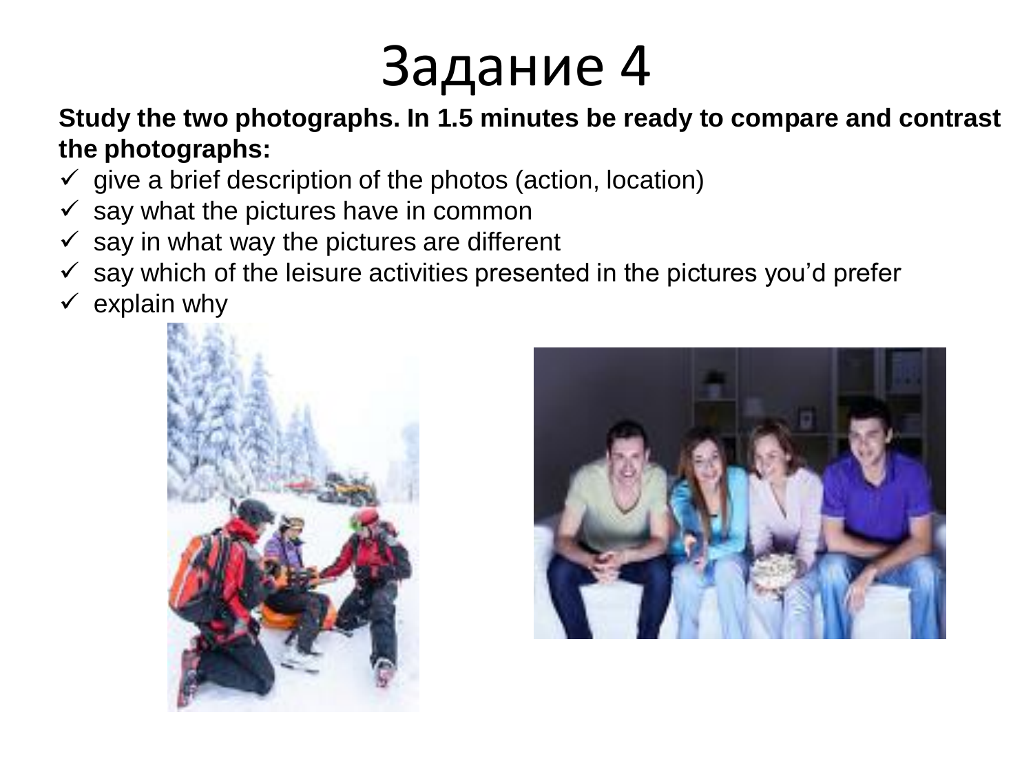# Задание 4

**Study the two photographs. In 1.5 minutes be ready to compare and contrast the photographs:**

- ✓ give a brief description of the photos (action, location)
- ✓ say what the pictures have in common
- ✓ say in what way the pictures are different
- ✓ say which of the leisure activities presented in the pictures you'd prefer
- ✓ explain why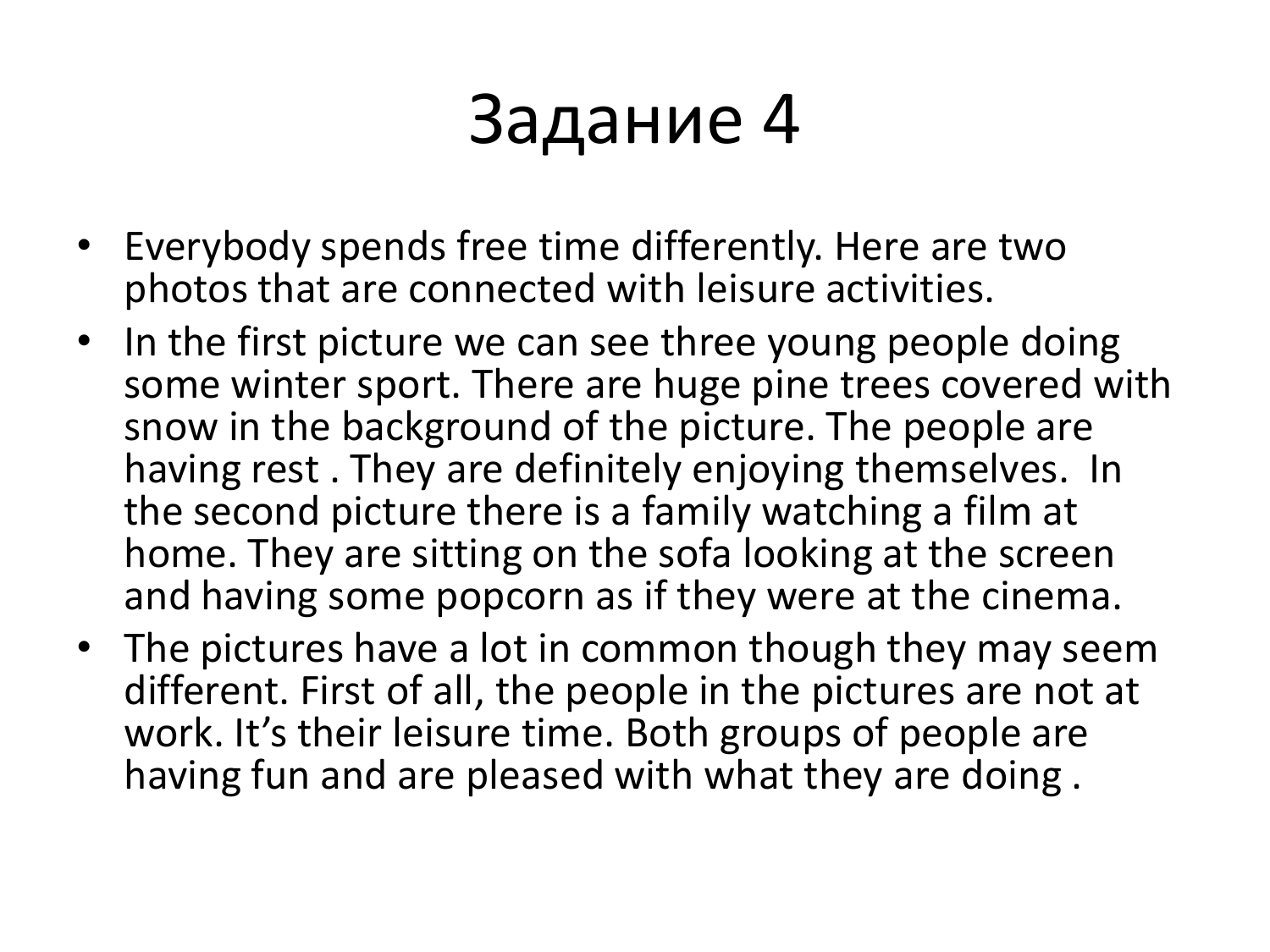# Задание 4

- Everybody spends free time differently. Here are two photos that are connected with leisure activities.
- In the first picture we can see three young people doing some winter sport. There are huge pine trees covered with snow in the background of the picture. The people are having rest . They are definitely enjoying themselves. In the second picture there is a family watching a film at home. They are sitting on the sofa looking at the screen and having some popcorn as if they were at the cinema.
- The pictures have a lot in common though they may seem different. First of all, the people in the pictures are not at work. It's their leisure time. Both groups of people are having fun and are pleased with what they are doing .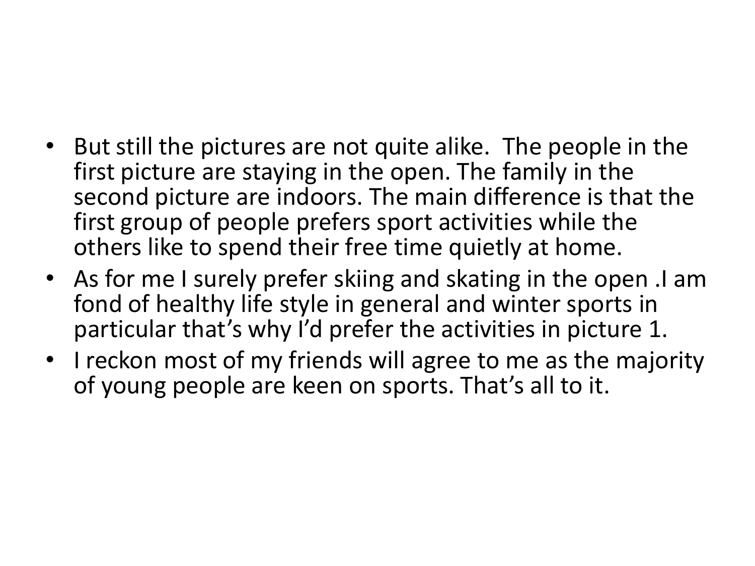- But still the pictures are not quite alike.  The people in the first picture are staying in the open. The family in the second picture are indoors. The main difference is that the first group of people prefers sport activities while the others like to spend their free time quietly at home.
- As for me I surely prefer skiing and skating in the open .I am fond of healthy life style in general and winter sports in particular that’s why I’d prefer the activities in picture 1.
- I reckon most of my friends will agree to me as the majority of young people are keen on sports. That’s all to it.